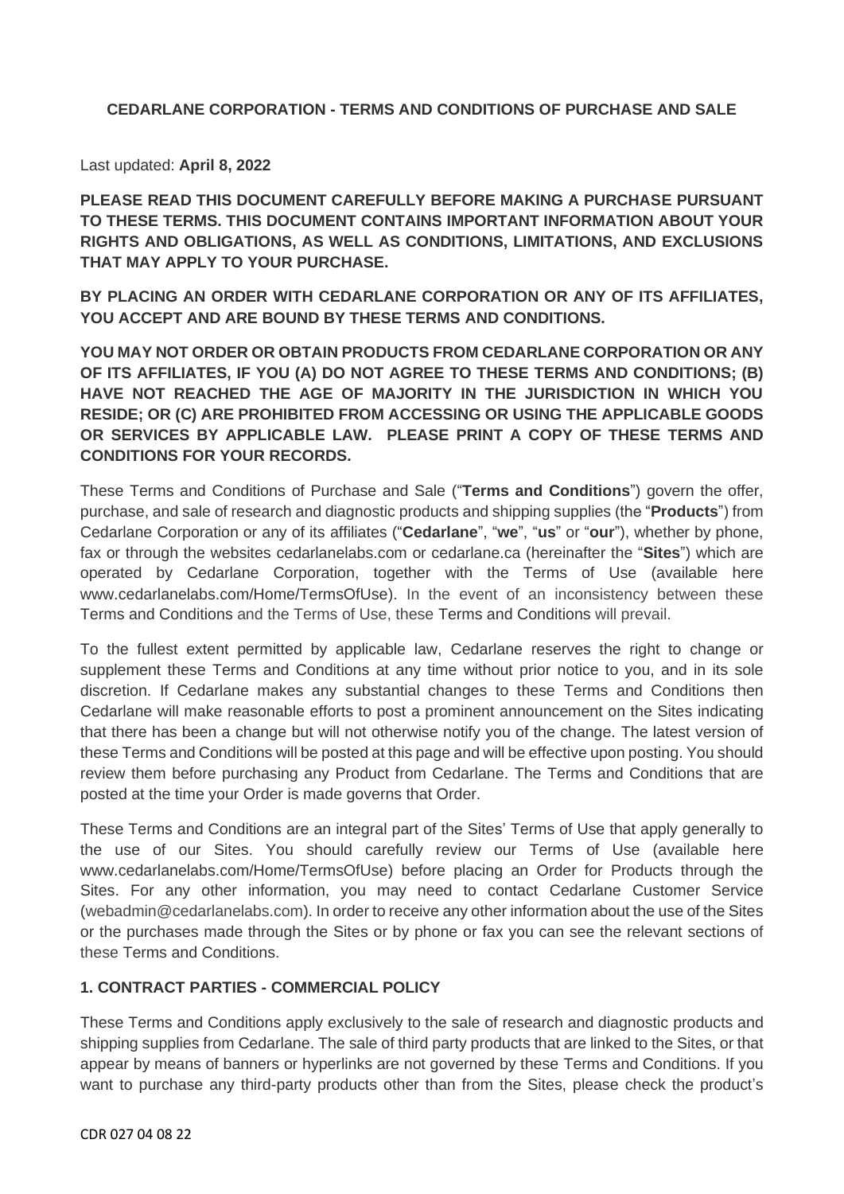## CEDARLANE CORPORATION - TERMS AND CONDITIONS OF PURCHASE AND SALE

Last updated: **April 8, 2022**

**PLEASE READ THIS DOCUMENT CAREFULLY BEFORE MAKING A PURCHASE PURSUANT TO THESE TERMS. THIS DOCUMENT CONTAINS IMPORTANT INFORMATION ABOUT YOUR RIGHTS AND OBLIGATIONS, AS WELL AS CONDITIONS, LIMITATIONS, AND EXCLUSIONS THAT MAY APPLY TO YOUR PURCHASE.**

**BY PLACING AN ORDER WITH CEDARLANE CORPORATION OR ANY OF ITS AFFILIATES, YOU ACCEPT AND ARE BOUND BY THESE TERMS AND CONDITIONS.**

**YOU MAY NOT ORDER OR OBTAIN PRODUCTS FROM CEDARLANE CORPORATION OR ANY OF ITS AFFILIATES, IF YOU (A) DO NOT AGREE TO THESE TERMS AND CONDITIONS; (B) HAVE NOT REACHED THE AGE OF MAJORITY IN THE JURISDICTION IN WHICH YOU RESIDE; OR (C) ARE PROHIBITED FROM ACCESSING OR USING THE APPLICABLE GOODS OR SERVICES BY APPLICABLE LAW. PLEASE PRINT A COPY OF THESE TERMS AND CONDITIONS FOR YOUR RECORDS.**

These Terms and Conditions of Purchase and Sale ("**Terms and Conditions**") govern the offer, purchase, and sale of research and diagnostic products and shipping supplies (the "**Products**") from Cedarlane Corporation or any of its affiliates ("**Cedarlane**", "**we**", "**us**" or "**our**"), whether by phone, fax or through the websites cedarlanelabs.com or cedarlane.ca (hereinafter the "**Sites**") which are operated by Cedarlane Corporation, together with the Terms of Use (available here www.cedarlanelabs.com/Home/TermsOfUse). In the event of an inconsistency between these Terms and Conditions and the Terms of Use, these Terms and Conditions will prevail.

To the fullest extent permitted by applicable law, Cedarlane reserves the right to change or supplement these Terms and Conditions at any time without prior notice to you, and in its sole discretion. If Cedarlane makes any substantial changes to these Terms and Conditions then Cedarlane will make reasonable efforts to post a prominent announcement on the Sites indicating that there has been a change but will not otherwise notify you of the change. The latest version of these Terms and Conditions will be posted at this page and will be effective upon posting. You should review them before purchasing any Product from Cedarlane. The Terms and Conditions that are posted at the time your Order is made governs that Order.

These Terms and Conditions are an integral part of the Sites' Terms of Use that apply generally to the use of our Sites. You should carefully review our Terms of Use (available here www.cedarlanelabs.com/Home/TermsOfUse) before placing an Order for Products through the Sites. For any other information, you may need to contact Cedarlane Customer Service (webadmin@cedarlanelabs.com). In order to receive any other information about the use of the Sites or the purchases made through the Sites or by phone or fax you can see the relevant sections of these Terms and Conditions.

### 1. CONTRACT PARTIES - COMMERCIAL POLICY

These Terms and Conditions apply exclusively to the sale of research and diagnostic products and shipping supplies from Cedarlane. The sale of third party products that are linked to the Sites, or that appear by means of banners or hyperlinks are not governed by these Terms and Conditions. If you want to purchase any third-party products other than from the Sites, please check the product's

CDR 027 04 08 22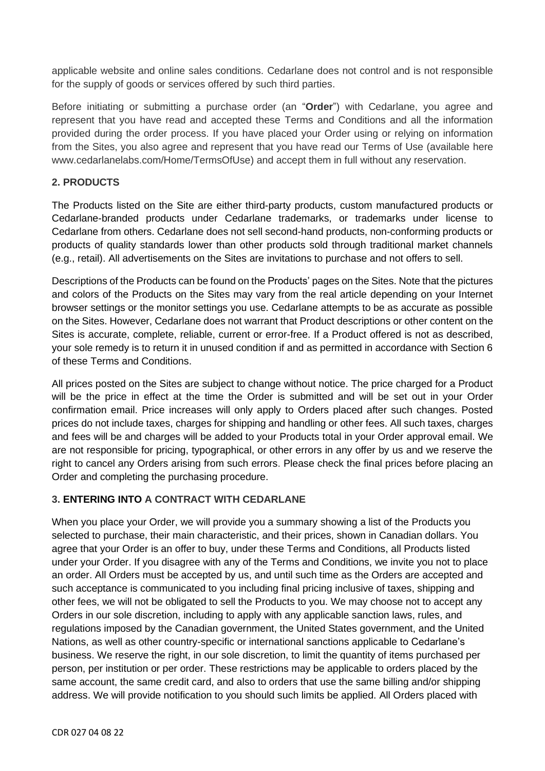applicable website and online sales conditions. Cedarlane does not control and is not responsible for the supply of goods or services offered by such third parties.

Before initiating or submitting a purchase order (an "**Order**") with Cedarlane, you agree and represent that you have read and accepted these Terms and Conditions and all the information provided during the order process. If you have placed your Order using or relying on information from the Sites, you also agree and represent that you have read our Terms of Use (available here www.cedarlanelabs.com/Home/TermsOfUse) and accept them in full without any reservation.

## 2. PRODUCTS

The Products listed on the Site are either third-party products, custom manufactured products or Cedarlane-branded products under Cedarlane trademarks, or trademarks under license to Cedarlane from others. Cedarlane does not sell second-hand products, non-conforming products or products of quality standards lower than other products sold through traditional market channels (e.g., retail). All advertisements on the Sites are invitations to purchase and not offers to sell.

Descriptions of the Products can be found on the Products' pages on the Sites. Note that the pictures and colors of the Products on the Sites may vary from the real article depending on your Internet browser settings or the monitor settings you use. Cedarlane attempts to be as accurate as possible on the Sites. However, Cedarlane does not warrant that Product descriptions or other content on the Sites is accurate, complete, reliable, current or error-free. If a Product offered is not as described, your sole remedy is to return it in unused condition if and as permitted in accordance with Section 6 of these Terms and Conditions.

All prices posted on the Sites are subject to change without notice. The price charged for a Product will be the price in effect at the time the Order is submitted and will be set out in your Order confirmation email. Price increases will only apply to Orders placed after such changes. Posted prices do not include taxes, charges for shipping and handling or other fees. All such taxes, charges and fees will be and charges will be added to your Products total in your Order approval email. We are not responsible for pricing, typographical, or other errors in any offer by us and we reserve the right to cancel any Orders arising from such errors. Please check the final prices before placing an Order and completing the purchasing procedure.

## 3. ENTERING INTO A CONTRACT WITH CEDARLANE

When you place your Order, we will provide you a summary showing a list of the Products you selected to purchase, their main characteristic, and their prices, shown in Canadian dollars. You agree that your Order is an offer to buy, under these Terms and Conditions, all Products listed under your Order. If you disagree with any of the Terms and Conditions, we invite you not to place an order. All Orders must be accepted by us, and until such time as the Orders are accepted and such acceptance is communicated to you including final pricing inclusive of taxes, shipping and other fees, we will not be obligated to sell the Products to you. We may choose not to accept any Orders in our sole discretion, including to apply with any applicable sanction laws, rules, and regulations imposed by the Canadian government, the United States government, and the United Nations, as well as other country-specific or international sanctions applicable to Cedarlane's business. We reserve the right, in our sole discretion, to limit the quantity of items purchased per person, per institution or per order. These restrictions may be applicable to orders placed by the same account, the same credit card, and also to orders that use the same billing and/or shipping address. We will provide notification to you should such limits be applied. All Orders placed with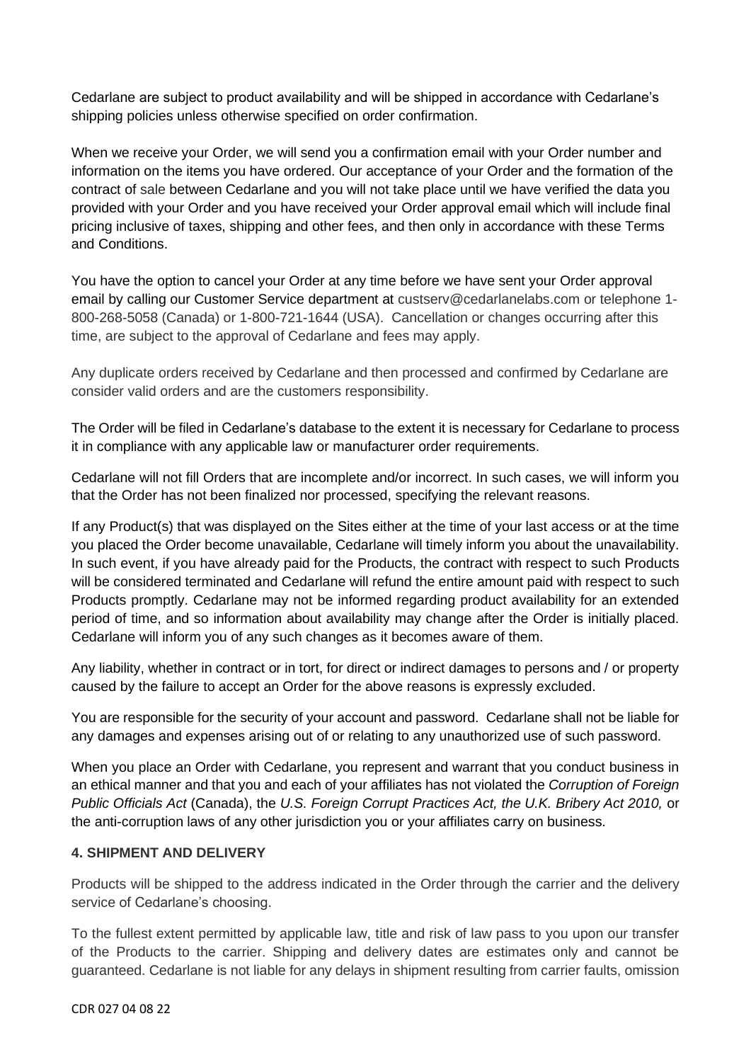Cedarlane are subject to product availability and will be shipped in accordance with Cedarlane's shipping policies unless otherwise specified on order confirmation.

When we receive your Order, we will send you a confirmation email with your Order number and information on the items you have ordered. Our acceptance of your Order and the formation of the contract of sale between Cedarlane and you will not take place until we have verified the data you provided with your Order and you have received your Order approval email which will include final pricing inclusive of taxes, shipping and other fees, and then only in accordance with these Terms and Conditions.

You have the option to cancel your Order at any time before we have sent your Order approval email by calling our Customer Service department at custserv@cedarlanelabs.com or telephone 1-800-268-5058 (Canada) or 1-800-721-1644 (USA). Cancellation or changes occurring after this time, are subject to the approval of Cedarlane and fees may apply.

Any duplicate orders received by Cedarlane and then processed and confirmed by Cedarlane are consider valid orders and are the customers responsibility.

The Order will be filed in Cedarlane's database to the extent it is necessary for Cedarlane to process it in compliance with any applicable law or manufacturer order requirements.

Cedarlane will not fill Orders that are incomplete and/or incorrect. In such cases, we will inform you that the Order has not been finalized nor processed, specifying the relevant reasons.

If any Product(s) that was displayed on the Sites either at the time of your last access or at the time you placed the Order become unavailable, Cedarlane will timely inform you about the unavailability. In such event, if you have already paid for the Products, the contract with respect to such Products will be considered terminated and Cedarlane will refund the entire amount paid with respect to such Products promptly. Cedarlane may not be informed regarding product availability for an extended period of time, and so information about availability may change after the Order is initially placed. Cedarlane will inform you of any such changes as it becomes aware of them.

Any liability, whether in contract or in tort, for direct or indirect damages to persons and / or property caused by the failure to accept an Order for the above reasons is expressly excluded.

You are responsible for the security of your account and password. Cedarlane shall not be liable for any damages and expenses arising out of or relating to any unauthorized use of such password.

When you place an Order with Cedarlane, you represent and warrant that you conduct business in an ethical manner and that you and each of your affiliates has not violated the *Corruption of Foreign Public Officials Act* (Canada), the *U.S. Foreign Corrupt Practices Act, the U.K. Bribery Act 2010,* or the anti-corruption laws of any other jurisdiction you or your affiliates carry on business.

**4. SHIPMENT AND DELIVERY**

Products will be shipped to the address indicated in the Order through the carrier and the delivery service of Cedarlane's choosing.

To the fullest extent permitted by applicable law, title and risk of law pass to you upon our transfer of the Products to the carrier. Shipping and delivery dates are estimates only and cannot be guaranteed. Cedarlane is not liable for any delays in shipment resulting from carrier faults, omission

CDR 027 04 08 22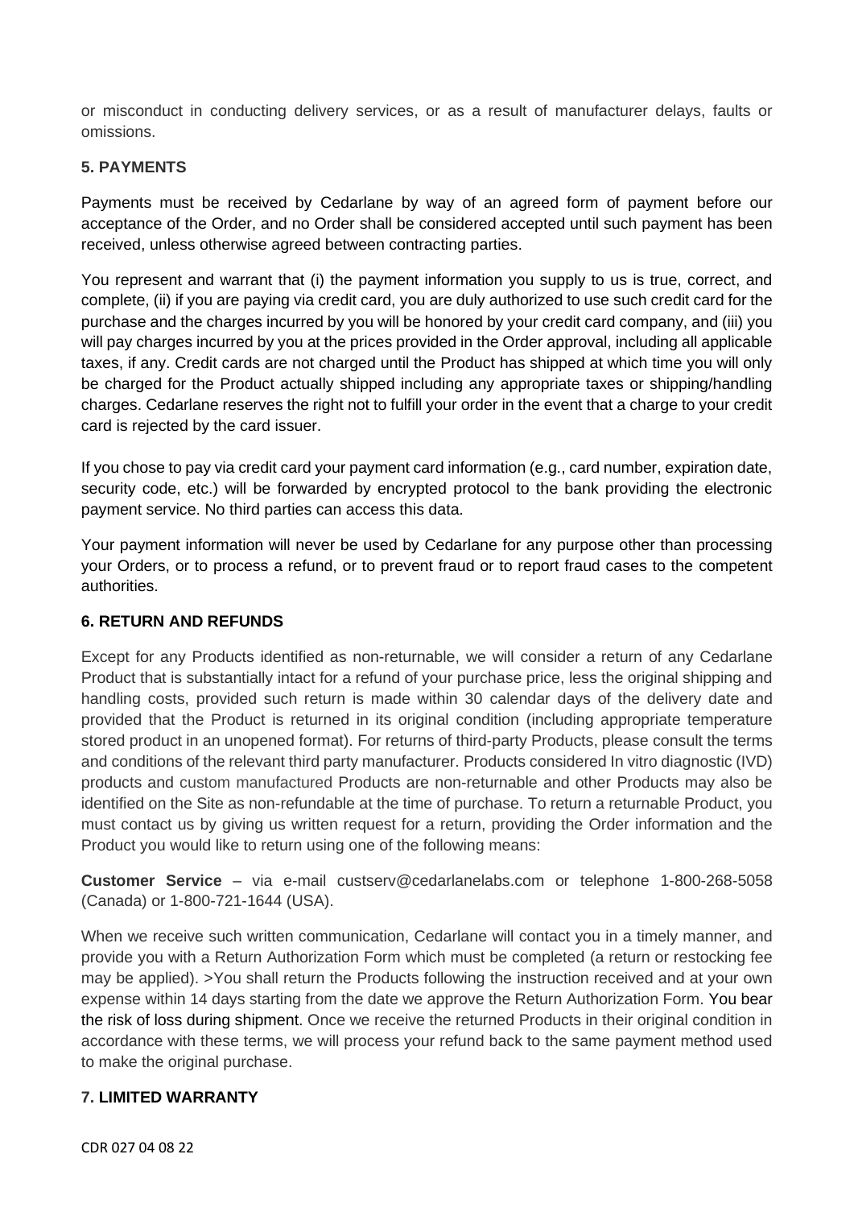or misconduct in conducting delivery services, or as a result of manufacturer delays, faults or omissions.

## 5. PAYMENTS

Payments must be received by Cedarlane by way of an agreed form of payment before our acceptance of the Order, and no Order shall be considered accepted until such payment has been received, unless otherwise agreed between contracting parties.

You represent and warrant that (i) the payment information you supply to us is true, correct, and complete, (ii) if you are paying via credit card, you are duly authorized to use such credit card for the purchase and the charges incurred by you will be honored by your credit card company, and (iii) you will pay charges incurred by you at the prices provided in the Order approval, including all applicable taxes, if any. Credit cards are not charged until the Product has shipped at which time you will only be charged for the Product actually shipped including any appropriate taxes or shipping/handling charges. Cedarlane reserves the right not to fulfill your order in the event that a charge to your credit card is rejected by the card issuer.

If you chose to pay via credit card your payment card information (e.g., card number, expiration date, security code, etc.) will be forwarded by encrypted protocol to the bank providing the electronic payment service. No third parties can access this data.

Your payment information will never be used by Cedarlane for any purpose other than processing your Orders, or to process a refund, or to prevent fraud or to report fraud cases to the competent authorities.

## 6. RETURN AND REFUNDS

Except for any Products identified as non-returnable, we will consider a return of any Cedarlane Product that is substantially intact for a refund of your purchase price, less the original shipping and handling costs, provided such return is made within 30 calendar days of the delivery date and provided that the Product is returned in its original condition (including appropriate temperature stored product in an unopened format). For returns of third-party Products, please consult the terms and conditions of the relevant third party manufacturer. Products considered In vitro diagnostic (IVD) products and custom manufactured Products are non-returnable and other Products may also be identified on the Site as non-refundable at the time of purchase. To return a returnable Product, you must contact us by giving us written request for a return, providing the Order information and the Product you would like to return using one of the following means:

**Customer Service** – via e-mail custserv@cedarlanelabs.com or telephone 1-800-268-5058 (Canada) or 1-800-721-1644 (USA).

When we receive such written communication, Cedarlane will contact you in a timely manner, and provide you with a Return Authorization Form which must be completed (a return or restocking fee may be applied). >You shall return the Products following the instruction received and at your own expense within 14 days starting from the date we approve the Return Authorization Form. You bear the risk of loss during shipment. Once we receive the returned Products in their original condition in accordance with these terms, we will process your refund back to the same payment method used to make the original purchase.

## 7. LIMITED WARRANTY

CDR 027 04 08 22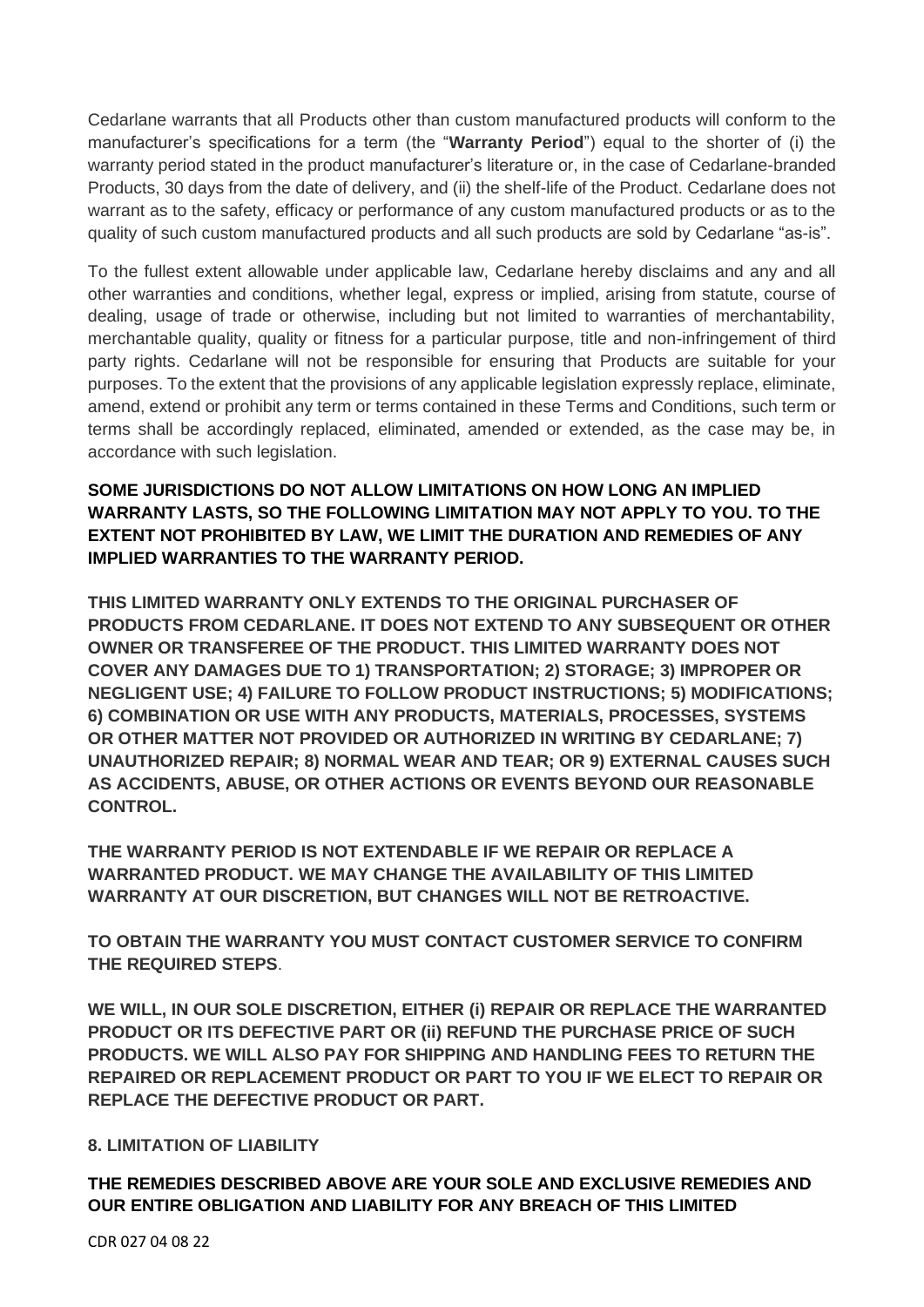Cedarlane warrants that all Products other than custom manufactured products will conform to the manufacturer's specifications for a term (the "**Warranty Period**") equal to the shorter of (i) the warranty period stated in the product manufacturer's literature or, in the case of Cedarlane-branded Products, 30 days from the date of delivery, and (ii) the shelf-life of the Product. Cedarlane does not warrant as to the safety, efficacy or performance of any custom manufactured products or as to the quality of such custom manufactured products and all such products are sold by Cedarlane "as-is".

To the fullest extent allowable under applicable law, Cedarlane hereby disclaims and any and all other warranties and conditions, whether legal, express or implied, arising from statute, course of dealing, usage of trade or otherwise, including but not limited to warranties of merchantability, merchantable quality, quality or fitness for a particular purpose, title and non-infringement of third party rights. Cedarlane will not be responsible for ensuring that Products are suitable for your purposes. To the extent that the provisions of any applicable legislation expressly replace, eliminate, amend, extend or prohibit any term or terms contained in these Terms and Conditions, such term or terms shall be accordingly replaced, eliminated, amended or extended, as the case may be, in accordance with such legislation.

**SOME JURISDICTIONS DO NOT ALLOW LIMITATIONS ON HOW LONG AN IMPLIED WARRANTY LASTS, SO THE FOLLOWING LIMITATION MAY NOT APPLY TO YOU. TO THE EXTENT NOT PROHIBITED BY LAW, WE LIMIT THE DURATION AND REMEDIES OF ANY IMPLIED WARRANTIES TO THE WARRANTY PERIOD.**

**THIS LIMITED WARRANTY ONLY EXTENDS TO THE ORIGINAL PURCHASER OF PRODUCTS FROM CEDARLANE. IT DOES NOT EXTEND TO ANY SUBSEQUENT OR OTHER OWNER OR TRANSFEREE OF THE PRODUCT. THIS LIMITED WARRANTY DOES NOT COVER ANY DAMAGES DUE TO 1) TRANSPORTATION; 2) STORAGE; 3) IMPROPER OR NEGLIGENT USE; 4) FAILURE TO FOLLOW PRODUCT INSTRUCTIONS; 5) MODIFICATIONS; 6) COMBINATION OR USE WITH ANY PRODUCTS, MATERIALS, PROCESSES, SYSTEMS OR OTHER MATTER NOT PROVIDED OR AUTHORIZED IN WRITING BY CEDARLANE; 7) UNAUTHORIZED REPAIR; 8) NORMAL WEAR AND TEAR; OR 9) EXTERNAL CAUSES SUCH AS ACCIDENTS, ABUSE, OR OTHER ACTIONS OR EVENTS BEYOND OUR REASONABLE CONTROL.**

**THE WARRANTY PERIOD IS NOT EXTENDABLE IF WE REPAIR OR REPLACE A WARRANTED PRODUCT. WE MAY CHANGE THE AVAILABILITY OF THIS LIMITED WARRANTY AT OUR DISCRETION, BUT CHANGES WILL NOT BE RETROACTIVE.**

**TO OBTAIN THE WARRANTY YOU MUST CONTACT CUSTOMER SERVICE TO CONFIRM THE REQUIRED STEPS**.

**WE WILL, IN OUR SOLE DISCRETION, EITHER (i) REPAIR OR REPLACE THE WARRANTED PRODUCT OR ITS DEFECTIVE PART OR (ii) REFUND THE PURCHASE PRICE OF SUCH PRODUCTS. WE WILL ALSO PAY FOR SHIPPING AND HANDLING FEES TO RETURN THE REPAIRED OR REPLACEMENT PRODUCT OR PART TO YOU IF WE ELECT TO REPAIR OR REPLACE THE DEFECTIVE PRODUCT OR PART.**

## 8. LIMITATION OF LIABILITY

**THE REMEDIES DESCRIBED ABOVE ARE YOUR SOLE AND EXCLUSIVE REMEDIES AND OUR ENTIRE OBLIGATION AND LIABILITY FOR ANY BREACH OF THIS LIMITED**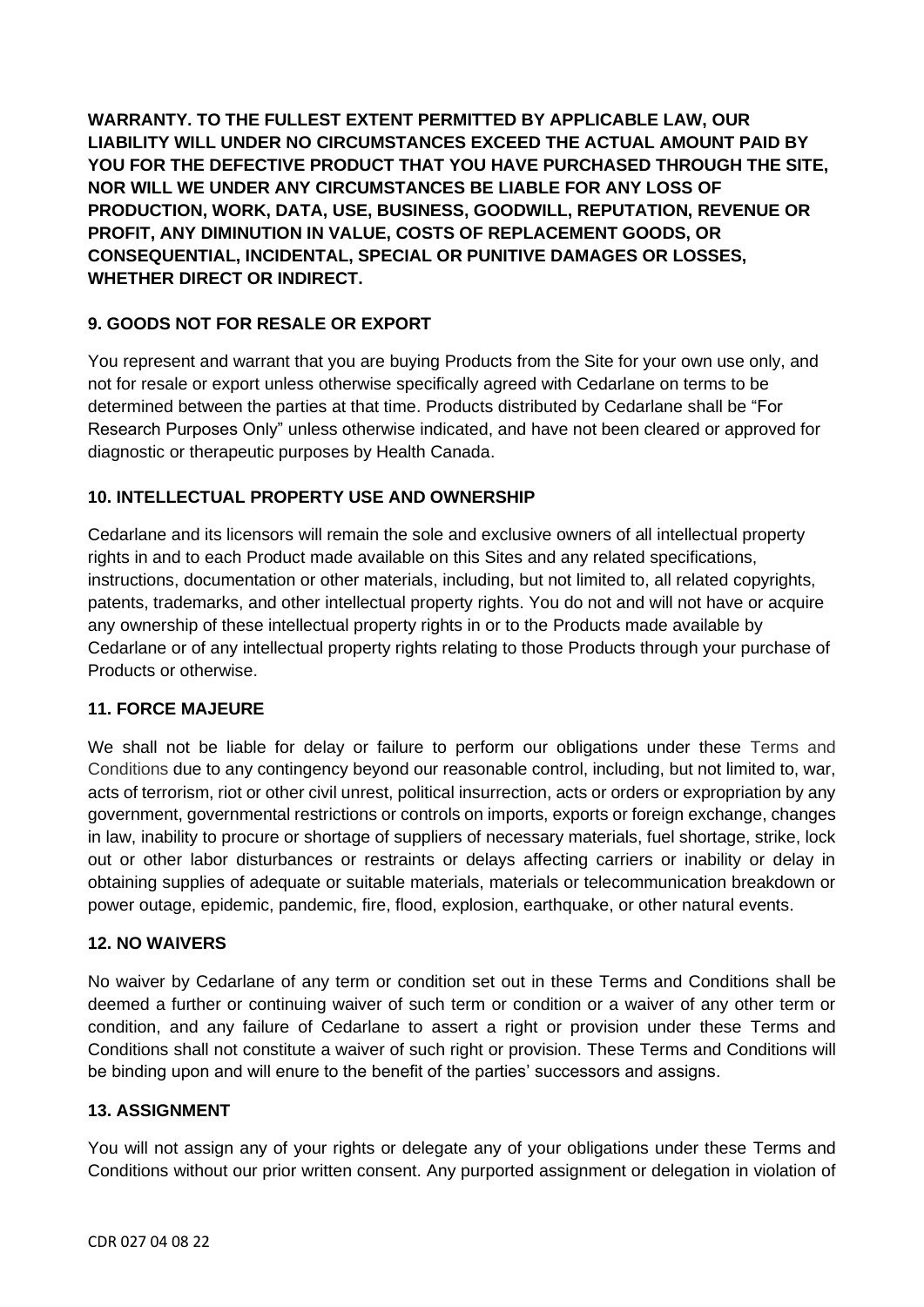**WARRANTY. TO THE FULLEST EXTENT PERMITTED BY APPLICABLE LAW, OUR LIABILITY WILL UNDER NO CIRCUMSTANCES EXCEED THE ACTUAL AMOUNT PAID BY YOU FOR THE DEFECTIVE PRODUCT THAT YOU HAVE PURCHASED THROUGH THE SITE, NOR WILL WE UNDER ANY CIRCUMSTANCES BE LIABLE FOR ANY LOSS OF PRODUCTION, WORK, DATA, USE, BUSINESS, GOODWILL, REPUTATION, REVENUE OR PROFIT, ANY DIMINUTION IN VALUE, COSTS OF REPLACEMENT GOODS, OR CONSEQUENTIAL, INCIDENTAL, SPECIAL OR PUNITIVE DAMAGES OR LOSSES, WHETHER DIRECT OR INDIRECT.**

## 9. GOODS NOT FOR RESALE OR EXPORT

You represent and warrant that you are buying Products from the Site for your own use only, and not for resale or export unless otherwise specifically agreed with Cedarlane on terms to be determined between the parties at that time. Products distributed by Cedarlane shall be "For Research Purposes Only" unless otherwise indicated, and have not been cleared or approved for diagnostic or therapeutic purposes by Health Canada.

## 10. INTELLECTUAL PROPERTY USE AND OWNERSHIP

Cedarlane and its licensors will remain the sole and exclusive owners of all intellectual property rights in and to each Product made available on this Sites and any related specifications, instructions, documentation or other materials, including, but not limited to, all related copyrights, patents, trademarks, and other intellectual property rights. You do not and will not have or acquire any ownership of these intellectual property rights in or to the Products made available by Cedarlane or of any intellectual property rights relating to those Products through your purchase of Products or otherwise.

## 11. FORCE MAJEURE

We shall not be liable for delay or failure to perform our obligations under these Terms and Conditions due to any contingency beyond our reasonable control, including, but not limited to, war, acts of terrorism, riot or other civil unrest, political insurrection, acts or orders or expropriation by any government, governmental restrictions or controls on imports, exports or foreign exchange, changes in law, inability to procure or shortage of suppliers of necessary materials, fuel shortage, strike, lock out or other labor disturbances or restraints or delays affecting carriers or inability or delay in obtaining supplies of adequate or suitable materials, materials or telecommunication breakdown or power outage, epidemic, pandemic, fire, flood, explosion, earthquake, or other natural events.

## 12. NO WAIVERS

No waiver by Cedarlane of any term or condition set out in these Terms and Conditions shall be deemed a further or continuing waiver of such term or condition or a waiver of any other term or condition, and any failure of Cedarlane to assert a right or provision under these Terms and Conditions shall not constitute a waiver of such right or provision. These Terms and Conditions will be binding upon and will enure to the benefit of the parties' successors and assigns.

## 13. ASSIGNMENT

You will not assign any of your rights or delegate any of your obligations under these Terms and Conditions without our prior written consent. Any purported assignment or delegation in violation of

CDR 027 04 08 22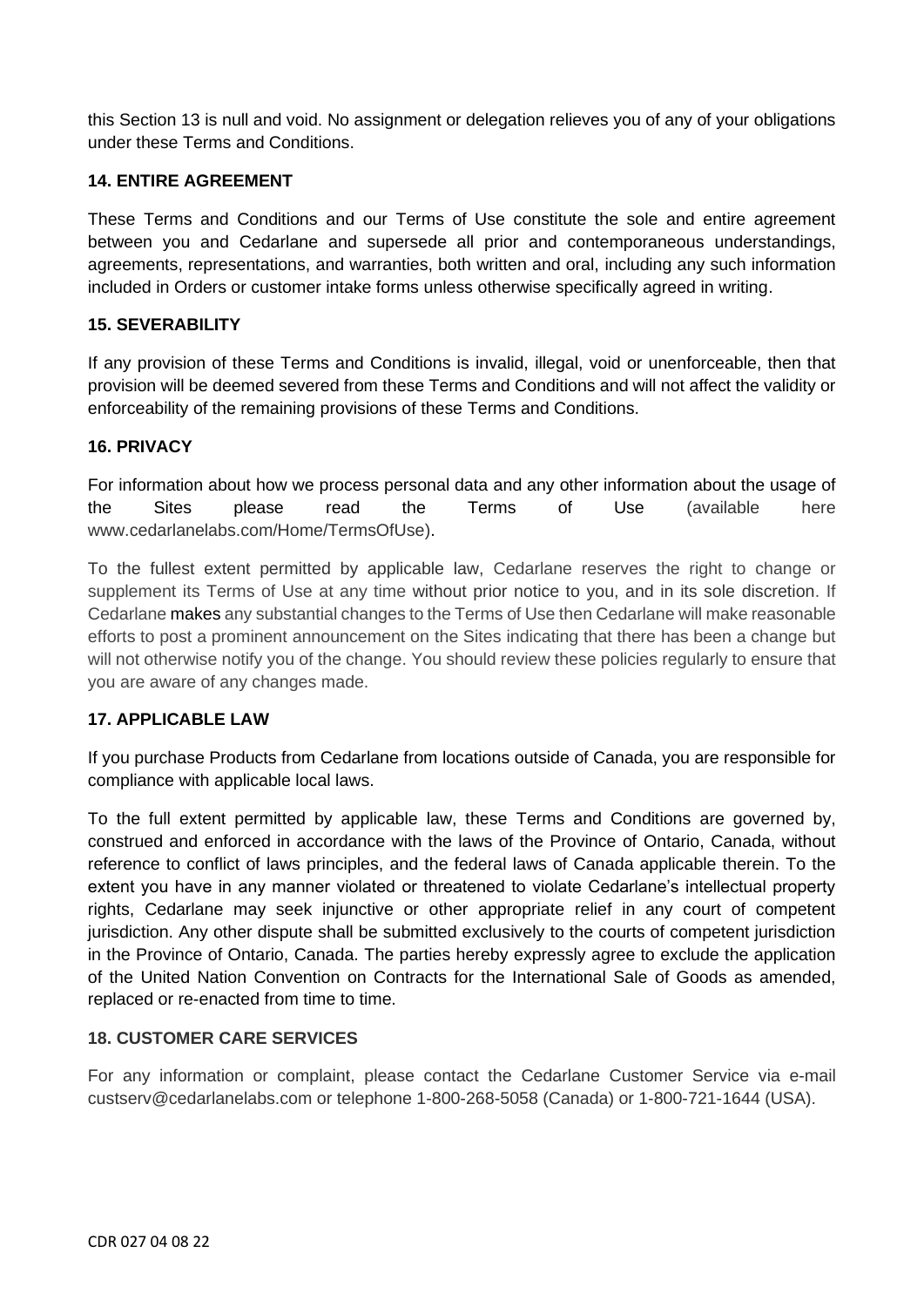this Section 13 is null and void. No assignment or delegation relieves you of any of your obligations under these Terms and Conditions.

## 14. ENTIRE AGREEMENT

These Terms and Conditions and our Terms of Use constitute the sole and entire agreement between you and Cedarlane and supersede all prior and contemporaneous understandings, agreements, representations, and warranties, both written and oral, including any such information included in Orders or customer intake forms unless otherwise specifically agreed in writing.

## 15. SEVERABILITY

If any provision of these Terms and Conditions is invalid, illegal, void or unenforceable, then that provision will be deemed severed from these Terms and Conditions and will not affect the validity or enforceability of the remaining provisions of these Terms and Conditions.

## 16. PRIVACY

For information about how we process personal data and any other information about the usage of the Sites please read the Terms of Use (available here www.cedarlanelabs.com/Home/TermsOfUse).

To the fullest extent permitted by applicable law, Cedarlane reserves the right to change or supplement its Terms of Use at any time without prior notice to you, and in its sole discretion. If Cedarlane makes any substantial changes to the Terms of Use then Cedarlane will make reasonable efforts to post a prominent announcement on the Sites indicating that there has been a change but will not otherwise notify you of the change. You should review these policies regularly to ensure that you are aware of any changes made.

## 17. APPLICABLE LAW

If you purchase Products from Cedarlane from locations outside of Canada, you are responsible for compliance with applicable local laws.

To the full extent permitted by applicable law, these Terms and Conditions are governed by, construed and enforced in accordance with the laws of the Province of Ontario, Canada, without reference to conflict of laws principles, and the federal laws of Canada applicable therein. To the extent you have in any manner violated or threatened to violate Cedarlane's intellectual property rights, Cedarlane may seek injunctive or other appropriate relief in any court of competent jurisdiction. Any other dispute shall be submitted exclusively to the courts of competent jurisdiction in the Province of Ontario, Canada. The parties hereby expressly agree to exclude the application of the United Nation Convention on Contracts for the International Sale of Goods as amended, replaced or re-enacted from time to time.

## 18. CUSTOMER CARE SERVICES

For any information or complaint, please contact the Cedarlane Customer Service via e-mail custserv@cedarlanelabs.com or telephone 1-800-268-5058 (Canada) or 1-800-721-1644 (USA).

CDR 027 04 08 22